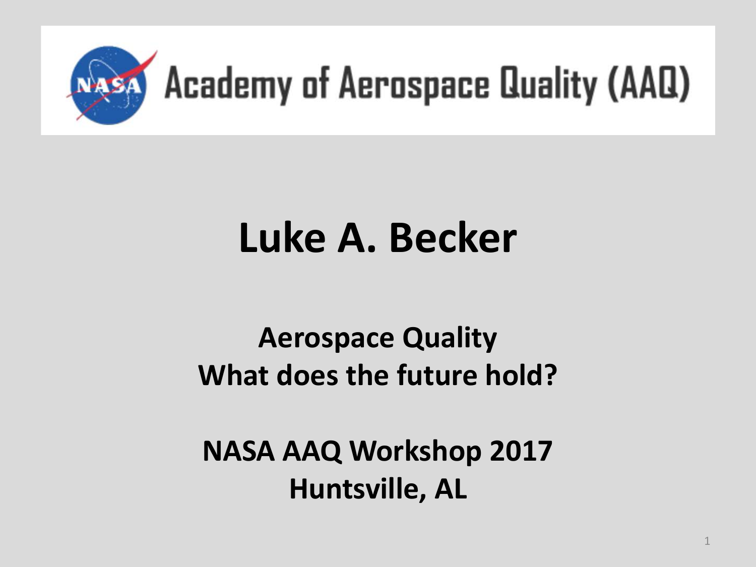# Academy of Aerospace Quality (AAQ)

## Luke A. Becker

**Aerospace Quality**
**What does the future hold?**

**NASA AAQ Workshop 2017**
**Huntsville, AL**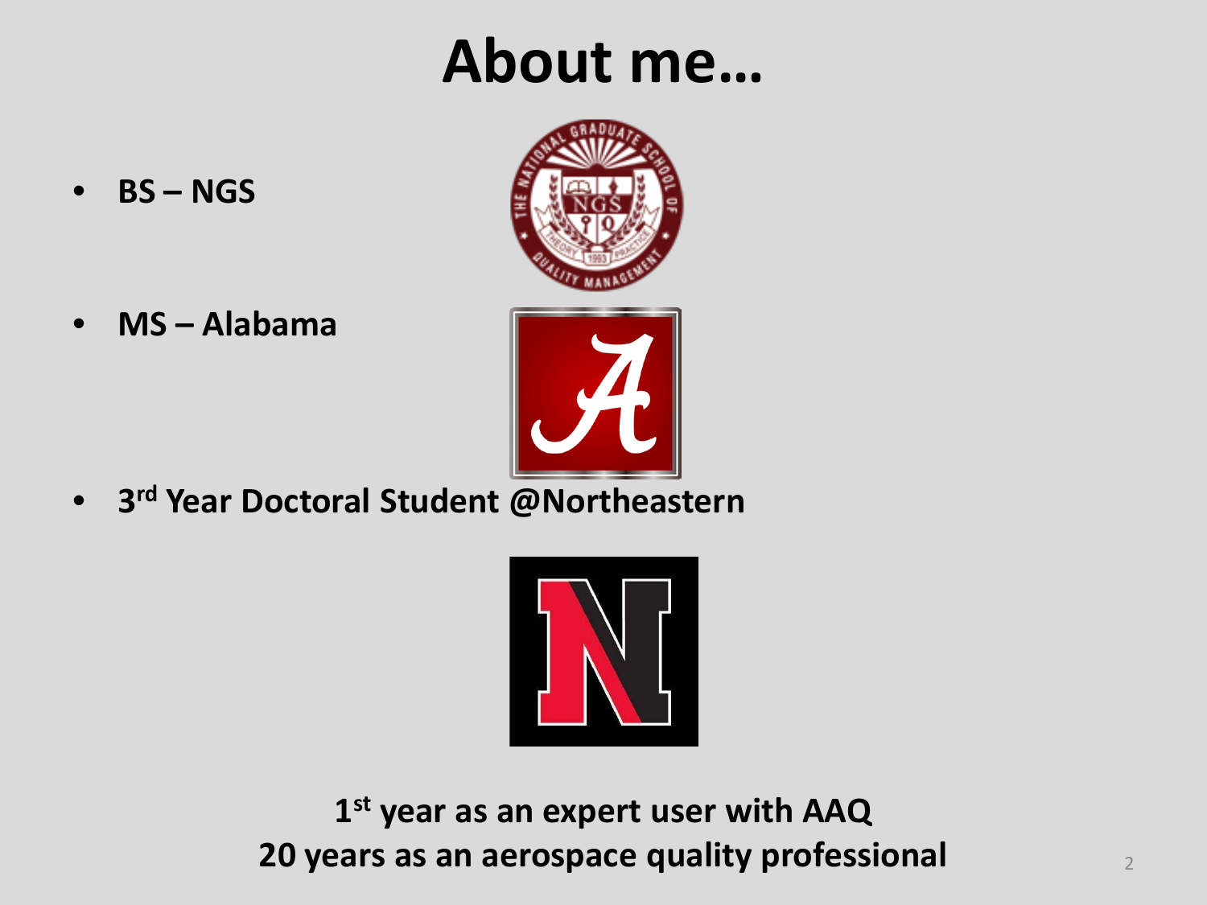# About me…

- **BS – NGS**
- **MS – Alabama**
- **3rd Year Doctoral Student @Northeastern**

**1st year as an expert user with AAQ**
**20 years as an aerospace quality professional**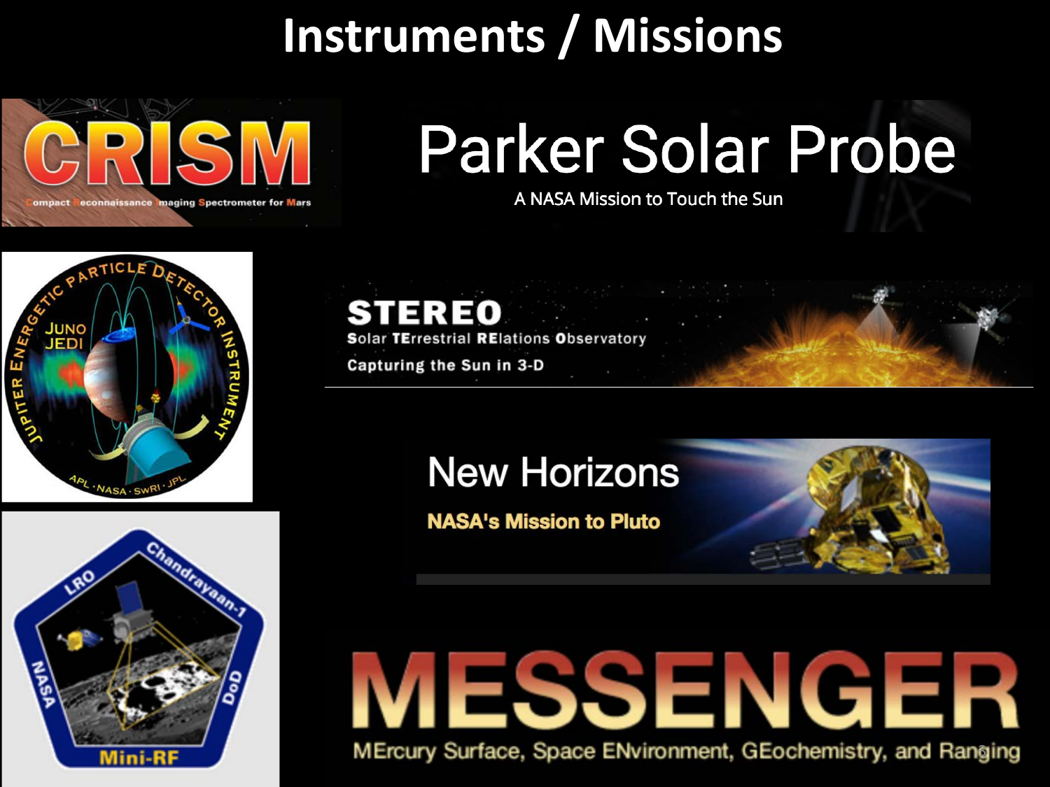# Instruments / Missions

CRISM

Compact Reconnaissance Imaging Spectrometer for Mars

Parker Solar Probe

A NASA Mission to Touch the Sun

JUPITER ENERGETIC PARTICLE DETECTOR INSTRUMENT

JUNO JEDI

APL · NASA · SwRI · JPL

STEREO

Solar TErrestrial RElations Observatory

Capturing the Sun in 3-D

New Horizons

NASA's Mission to Pluto

LRO Chandrayaan-1 NASA DoD

Mini-RF

MESSENGER

MErcury Surface, Space ENvironment, GEochemistry, and Ranging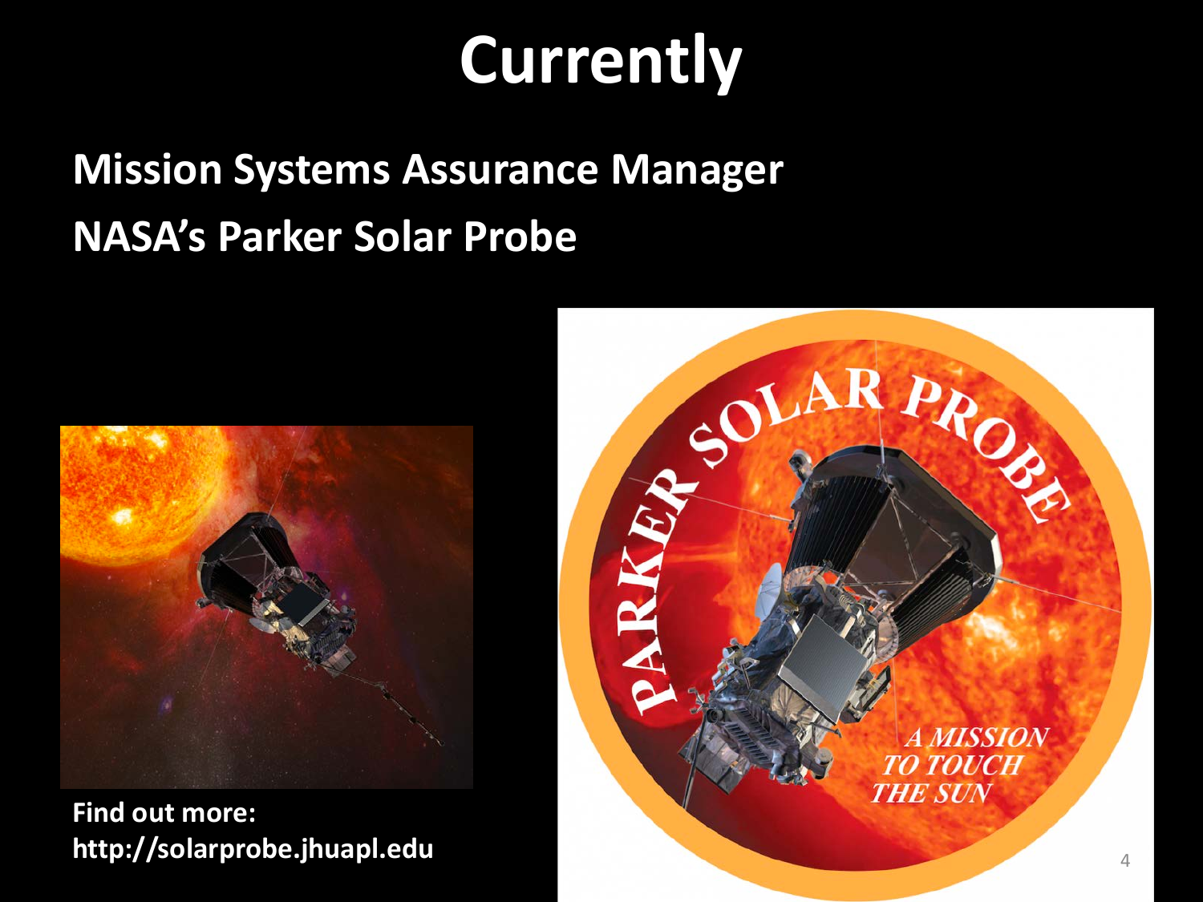# Currently

**Mission Systems Assurance Manager**

**NASA's Parker Solar Probe**

**Find out more:**
**http://solarprobe.jhuapl.edu**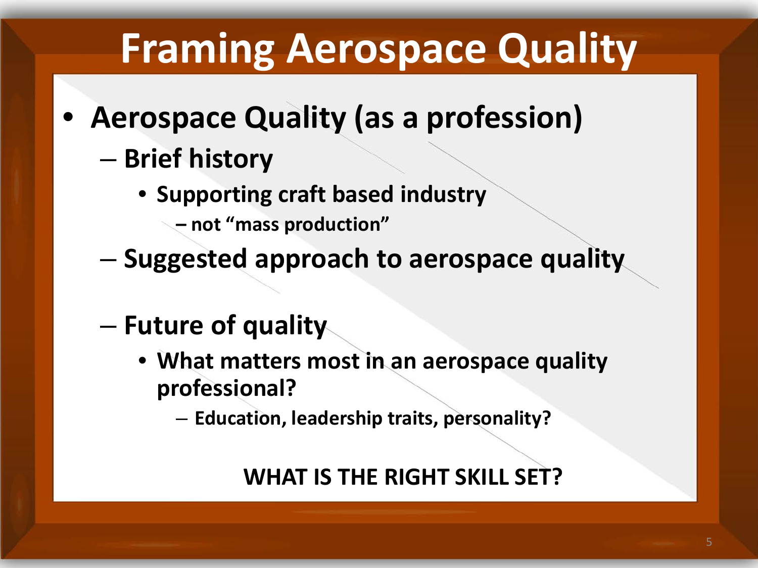# Framing Aerospace Quality

- **Aerospace Quality (as a profession)**
  - **Brief history**
    - **Supporting craft based industry**
      - **not "mass production"**
  - **Suggested approach to aerospace quality**
  - **Future of quality**
    - **What matters most in an aerospace quality professional?**
      - **Education, leadership traits, personality?**

**WHAT IS THE RIGHT SKILL SET?**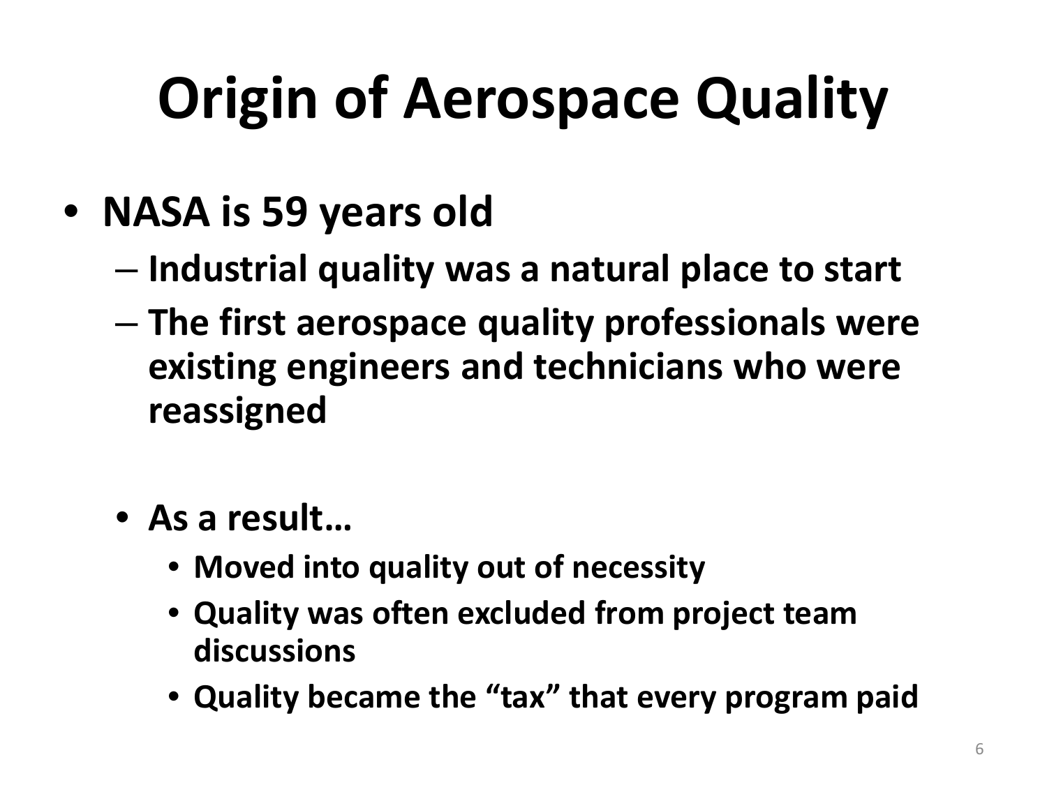# Origin of Aerospace Quality

- **NASA is 59 years old**
  - **Industrial quality was a natural place to start**
  - **The first aerospace quality professionals were existing engineers and technicians who were reassigned**

  - **As a result…**
    - **Moved into quality out of necessity**
    - **Quality was often excluded from project team discussions**
    - **Quality became the "tax" that every program paid**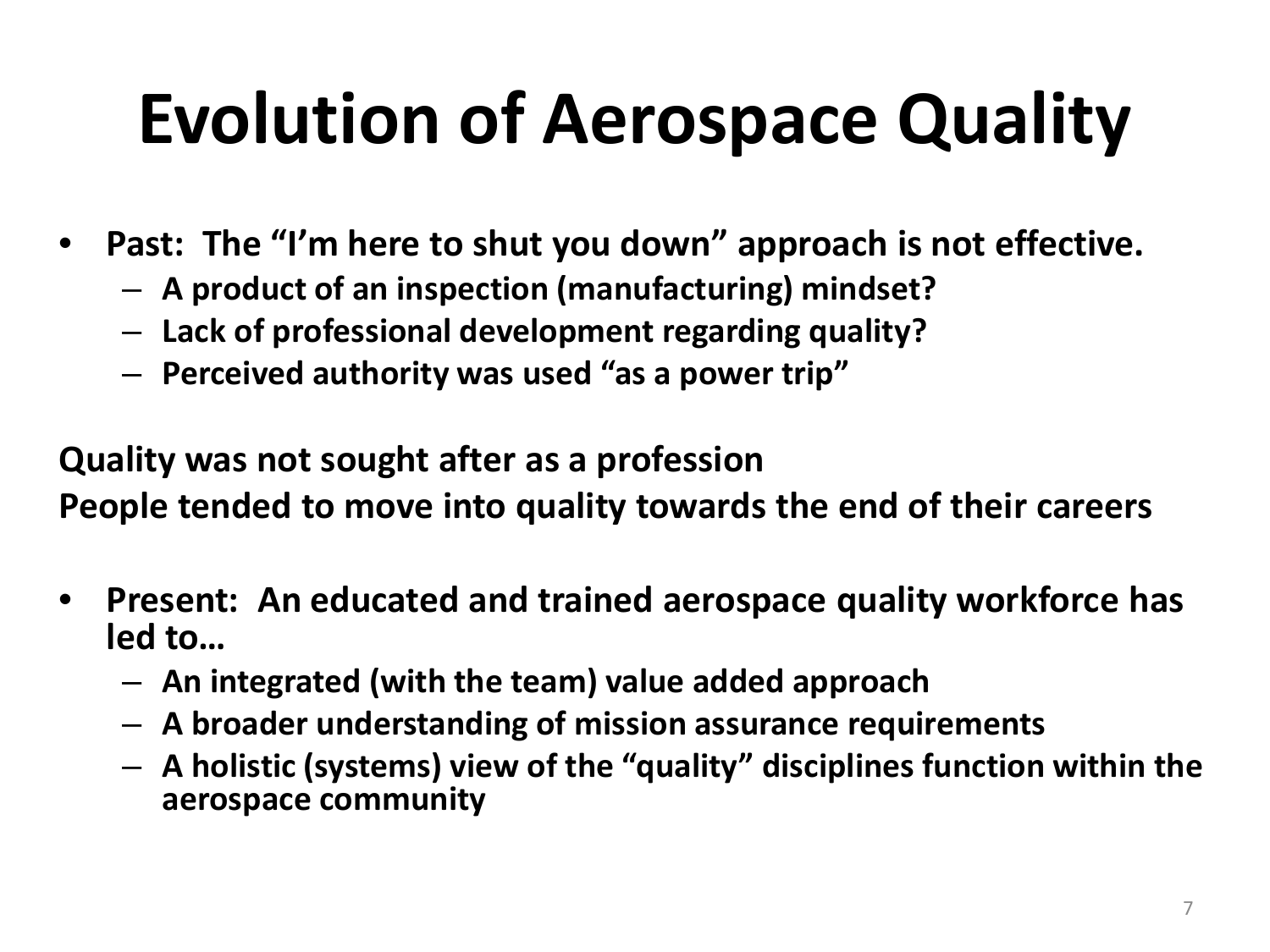# Evolution of Aerospace Quality

- **Past: The "I'm here to shut you down" approach is not effective.**
  - **A product of an inspection (manufacturing) mindset?**
  - **Lack of professional development regarding quality?**
  - **Perceived authority was used "as a power trip"**

**Quality was not sought after as a profession**
**People tended to move into quality towards the end of their careers**

- **Present: An educated and trained aerospace quality workforce has led to…**
  - **An integrated (with the team) value added approach**
  - **A broader understanding of mission assurance requirements**
  - **A holistic (systems) view of the "quality" disciplines function within the aerospace community**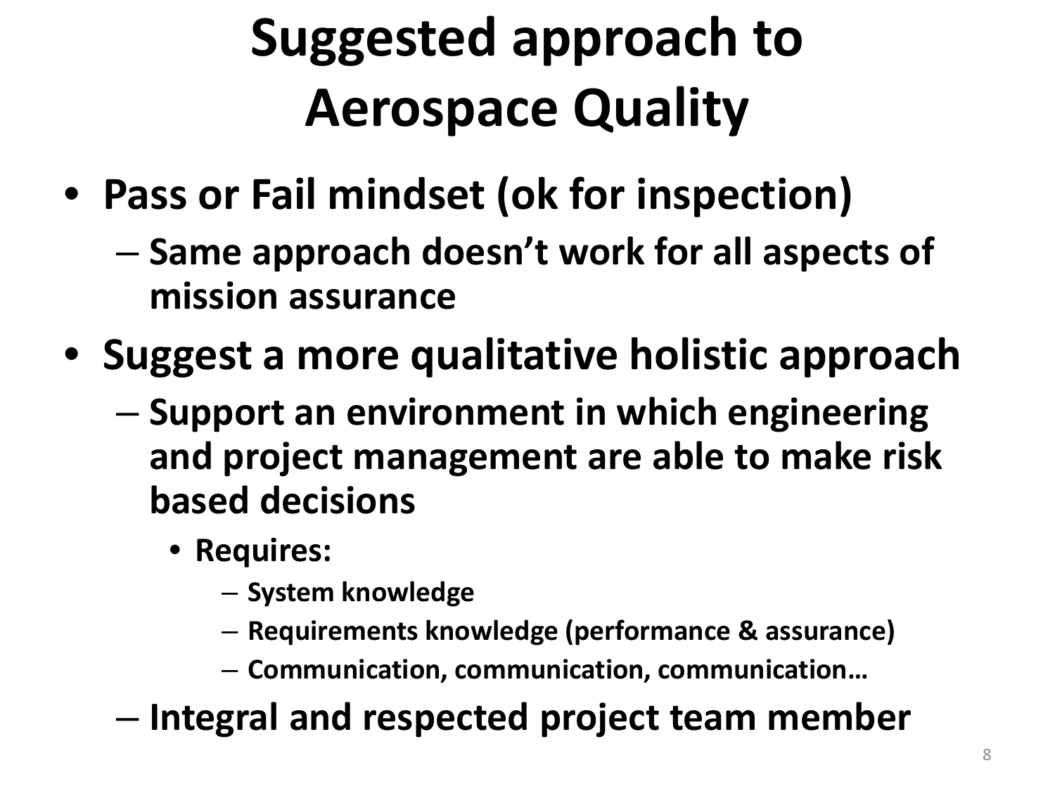# Suggested approach to Aerospace Quality

- **Pass or Fail mindset (ok for inspection)**
  - **Same approach doesn't work for all aspects of mission assurance**
- **Suggest a more qualitative holistic approach**
  - **Support an environment in which engineering and project management are able to make risk based decisions**
    - **Requires:**
      - **System knowledge**
      - **Requirements knowledge (performance & assurance)**
      - **Communication, communication, communication…**
  - **Integral and respected project team member**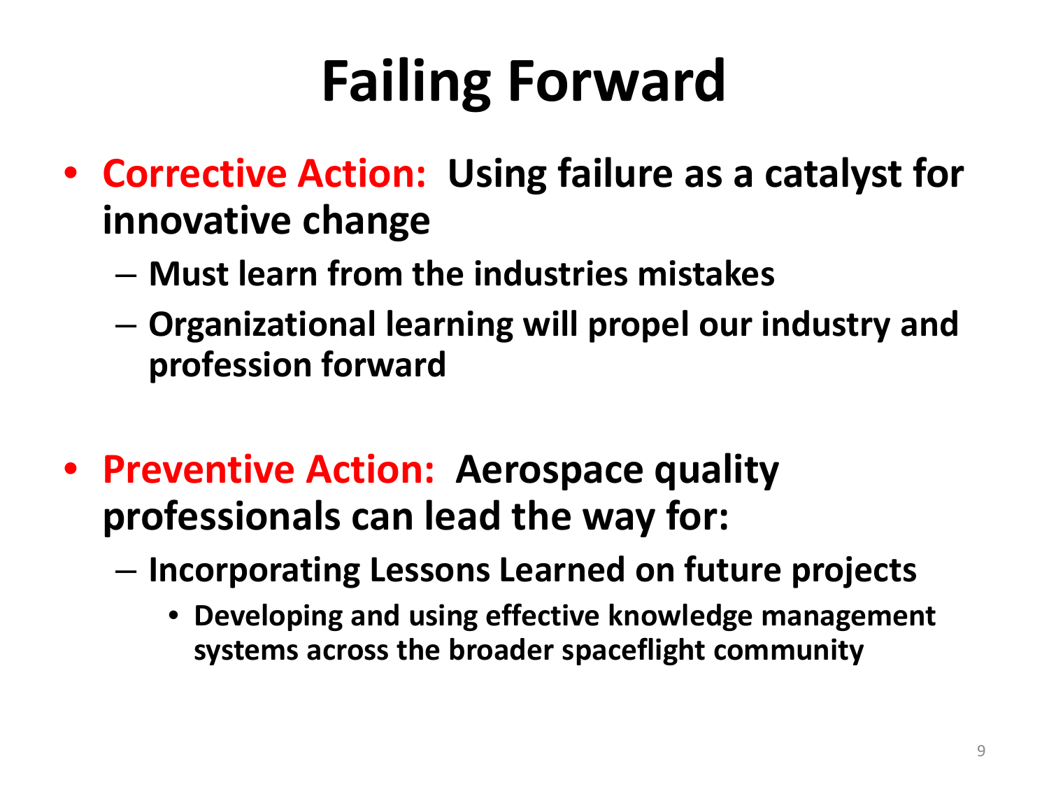# Failing Forward

- **Corrective Action:** **Using failure as a catalyst for innovative change**
  - **Must learn from the industries mistakes**
  - **Organizational learning will propel our industry and profession forward**

- **Preventive Action:** **Aerospace quality professionals can lead the way for:**
  - **Incorporating Lessons Learned on future projects**
    - **Developing and using effective knowledge management systems across the broader spaceflight community**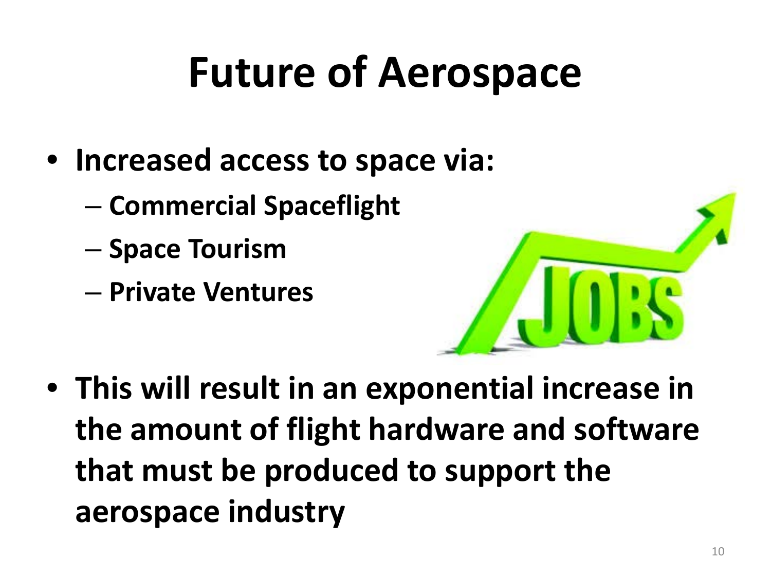# Future of Aerospace

- Increased access to space via:
  - Commercial Spaceflight
  - Space Tourism
  - Private Ventures
- This will result in an exponential increase in the amount of flight hardware and software that must be produced to support the aerospace industry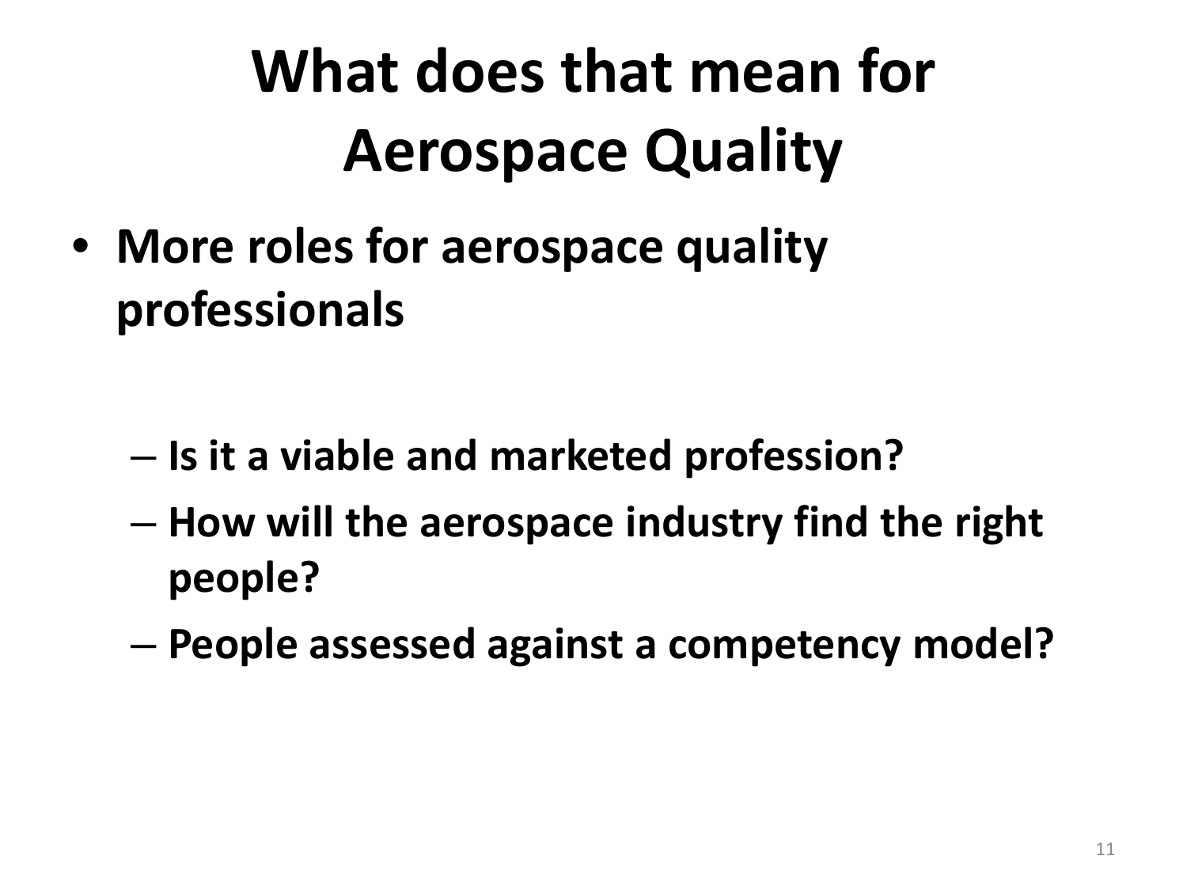# What does that mean for Aerospace Quality

- **More roles for aerospace quality professionals**
  - **Is it a viable and marketed profession?**
  - **How will the aerospace industry find the right people?**
  - **People assessed against a competency model?**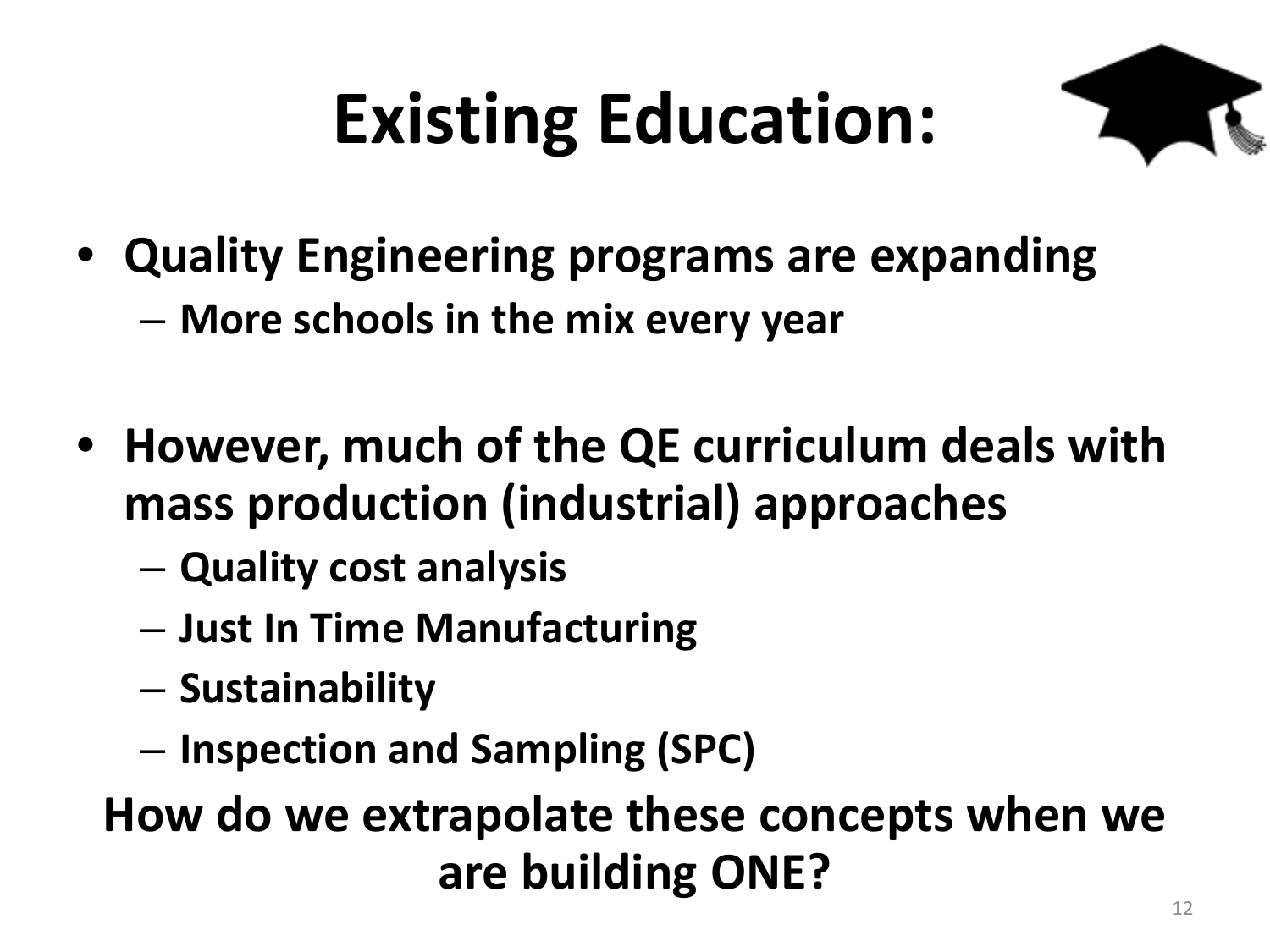# Existing Education:

- **Quality Engineering programs are expanding**
  - **More schools in the mix every year**
- **However, much of the QE curriculum deals with mass production (industrial) approaches**
  - **Quality cost analysis**
  - **Just In Time Manufacturing**
  - **Sustainability**
  - **Inspection and Sampling (SPC)**

**How do we extrapolate these concepts when we are building ONE?**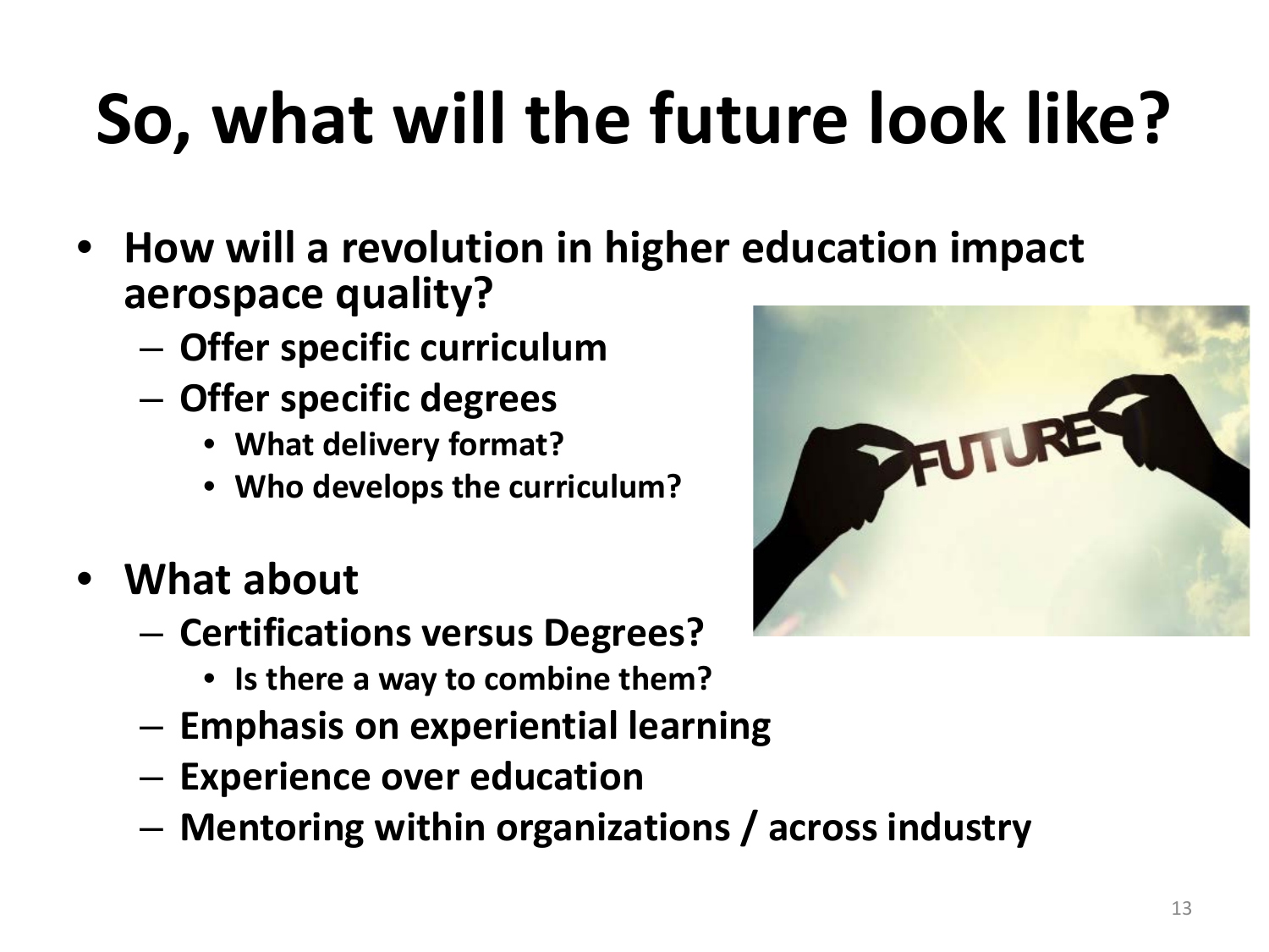# So, what will the future look like?

- **How will a revolution in higher education impact aerospace quality?**
  - **Offer specific curriculum**
  - **Offer specific degrees**
    - **What delivery format?**
    - **Who develops the curriculum?**
- **What about**
  - **Certifications versus Degrees?**
    - **Is there a way to combine them?**
  - **Emphasis on experiential learning**
  - **Experience over education**
  - **Mentoring within organizations / across industry**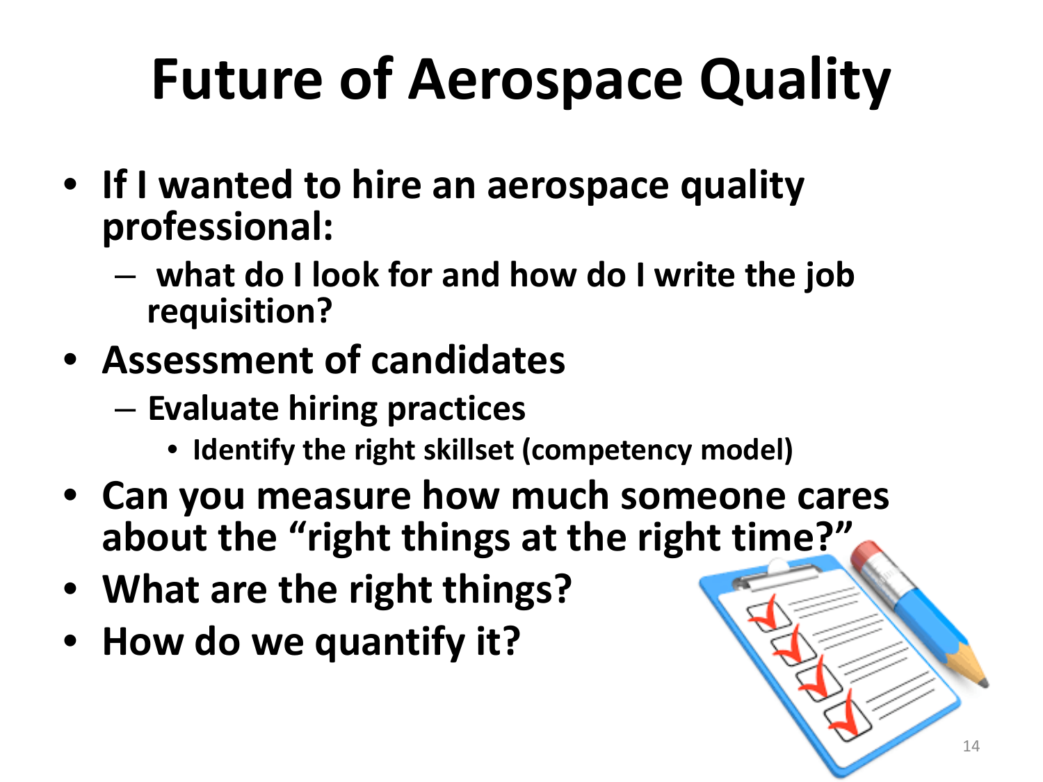# Future of Aerospace Quality

- **If I wanted to hire an aerospace quality professional:**
  - **what do I look for and how do I write the job requisition?**
- **Assessment of candidates**
  - **Evaluate hiring practices**
    - **Identify the right skillset (competency model)**
- **Can you measure how much someone cares about the "right things at the right time?"**
- **What are the right things?**
- **How do we quantify it?**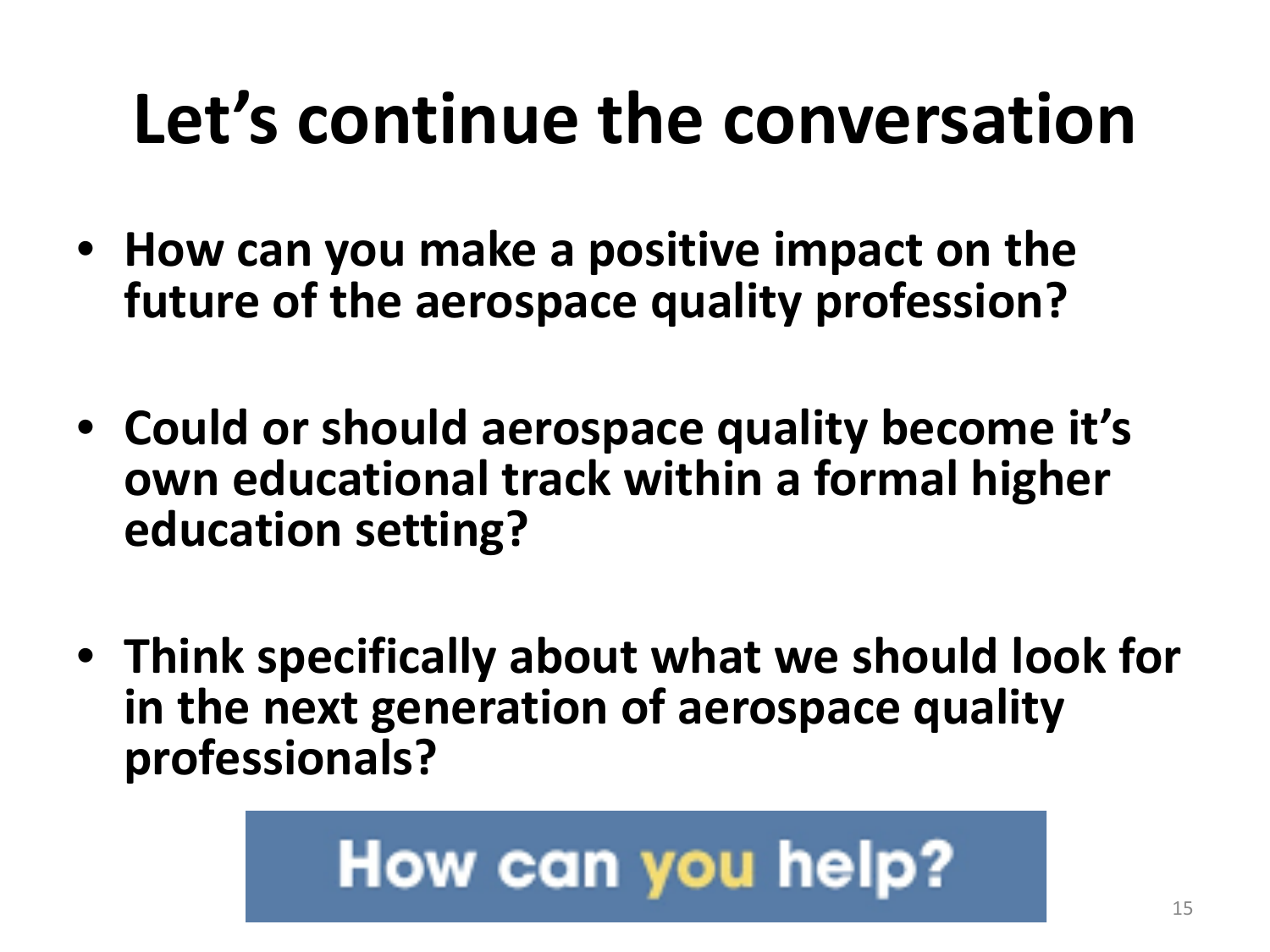# Let's continue the conversation

- **How can you make a positive impact on the future of the aerospace quality profession?**

- **Could or should aerospace quality become it's own educational track within a formal higher education setting?**

- **Think specifically about what we should look for in the next generation of aerospace quality professionals?**

How can you help?